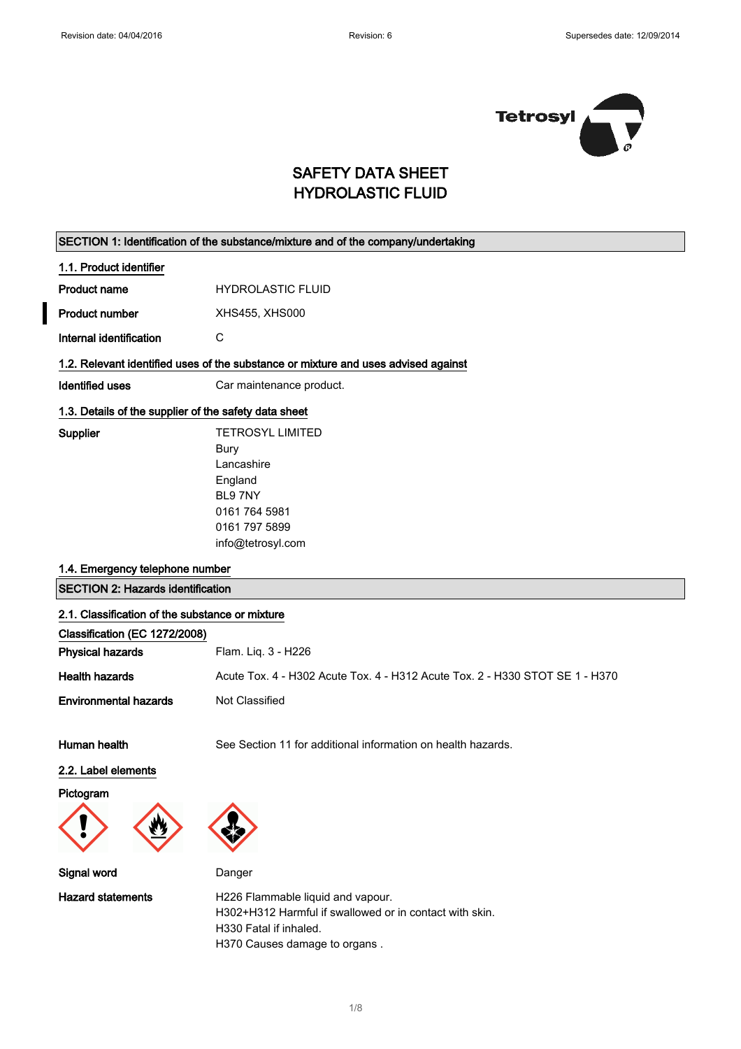# SAFETY DATA SHEET
# HYDROLASTIC FLUID

## SECTION 1: Identification of the substance/mixture and of the company/undertaking

### 1.1. Product identifier

**Product name** HYDROLASTIC FLUID

**Product number** XHS455, XHS000

**Internal identification** C

### 1.2. Relevant identified uses of the substance or mixture and uses advised against

**Identified uses** Car maintenance product.

### 1.3. Details of the supplier of the safety data sheet

**Supplier**
TETROSYL LIMITED
Bury
Lancashire
England
BL9 7NY
0161 764 5981
0161 797 5899
info@tetrosyl.com

### 1.4. Emergency telephone number

## SECTION 2: Hazards identification

### 2.1. Classification of the substance or mixture

**Classification (EC 1272/2008)**

**Physical hazards** Flam. Liq. 3 - H226

**Health hazards** Acute Tox. 4 - H302 Acute Tox. 4 - H312 Acute Tox. 2 - H330 STOT SE 1 - H370

**Environmental hazards** Not Classified

**Human health** See Section 11 for additional information on health hazards.

### 2.2. Label elements

**Pictogram**

**Signal word** Danger

**Hazard statements**
H226 Flammable liquid and vapour.
H302+H312 Harmful if swallowed or in contact with skin.
H330 Fatal if inhaled.
H370 Causes damage to organs .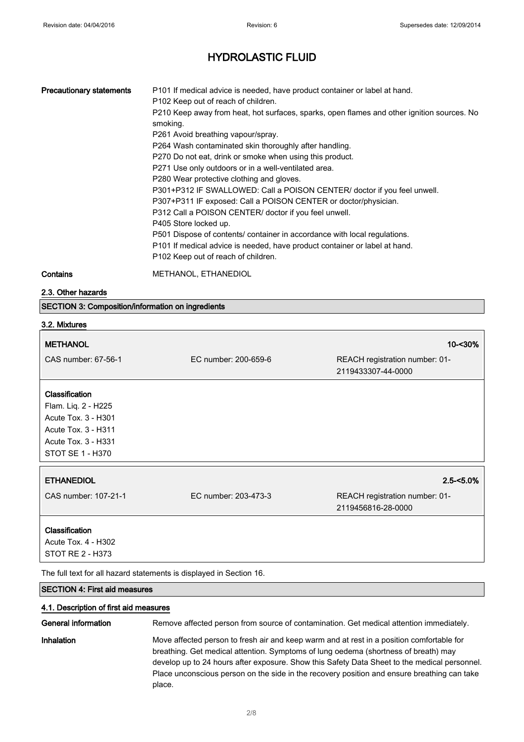# HYDROLASTIC FLUID

| | |
|---|---|
| **Precautionary statements** | P101 If medical advice is needed, have product container or label at hand.<br>P102 Keep out of reach of children.<br>P210 Keep away from heat, hot surfaces, sparks, open flames and other ignition sources. No smoking.<br>P261 Avoid breathing vapour/spray.<br>P264 Wash contaminated skin thoroughly after handling.<br>P270 Do not eat, drink or smoke when using this product.<br>P271 Use only outdoors or in a well-ventilated area.<br>P280 Wear protective clothing and gloves.<br>P301+P312 IF SWALLOWED: Call a POISON CENTER/ doctor if you feel unwell.<br>P307+P311 IF exposed: Call a POISON CENTER or doctor/physician.<br>P312 Call a POISON CENTER/ doctor if you feel unwell.<br>P405 Store locked up.<br>P501 Dispose of contents/ container in accordance with local regulations.<br>P101 If medical advice is needed, have product container or label at hand.<br>P102 Keep out of reach of children. |
| **Contains** | METHANOL, ETHANEDIOL |

### 2.3. Other hazards

## SECTION 3: Composition/information on ingredients

### 3.2. Mixtures

| **METHANOL** | | 10-<30% |
|---|---|---|
| CAS number: 67-56-1 | EC number: 200-659-6 | REACH registration number: 01-2119433307-44-0000 |

**Classification**
Flam. Liq. 2 - H225
Acute Tox. 3 - H301
Acute Tox. 3 - H311
Acute Tox. 3 - H331
STOT SE 1 - H370

| **ETHANEDIOL** | | 2.5-<5.0% |
|---|---|---|
| CAS number: 107-21-1 | EC number: 203-473-3 | REACH registration number: 01-2119456816-28-0000 |

**Classification**
Acute Tox. 4 - H302
STOT RE 2 - H373

The full text for all hazard statements is displayed in Section 16.

## SECTION 4: First aid measures

### 4.1. Description of first aid measures

| | |
|---|---|
| **General information** | Remove affected person from source of contamination. Get medical attention immediately. |
| **Inhalation** | Move affected person to fresh air and keep warm and at rest in a position comfortable for breathing. Get medical attention. Symptoms of lung oedema (shortness of breath) may develop up to 24 hours after exposure. Show this Safety Data Sheet to the medical personnel. Place unconscious person on the side in the recovery position and ensure breathing can take place. |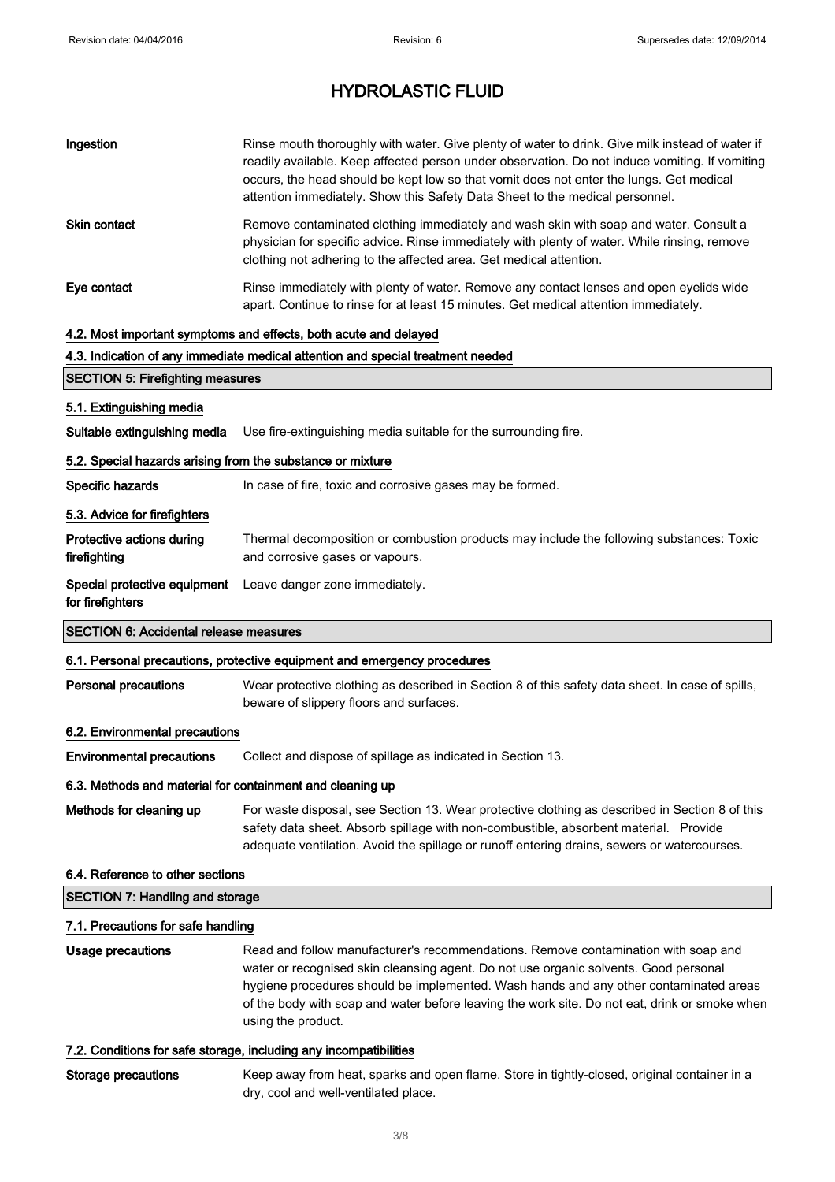| | |
|---|---|
| **Ingestion** | Rinse mouth thoroughly with water. Give plenty of water to drink. Give milk instead of water if readily available. Keep affected person under observation. Do not induce vomiting. If vomiting occurs, the head should be kept low so that vomit does not enter the lungs. Get medical attention immediately. Show this Safety Data Sheet to the medical personnel. |
| **Skin contact** | Remove contaminated clothing immediately and wash skin with soap and water. Consult a physician for specific advice. Rinse immediately with plenty of water. While rinsing, remove clothing not adhering to the affected area. Get medical attention. |
| **Eye contact** | Rinse immediately with plenty of water. Remove any contact lenses and open eyelids wide apart. Continue to rinse for at least 15 minutes. Get medical attention immediately. |

### 4.2. Most important symptoms and effects, both acute and delayed

### 4.3. Indication of any immediate medical attention and special treatment needed

## SECTION 5: Firefighting measures

### 5.1. Extinguishing media

| | |
|---|---|
| **Suitable extinguishing media** | Use fire-extinguishing media suitable for the surrounding fire. |

### 5.2. Special hazards arising from the substance or mixture

| | |
|---|---|
| **Specific hazards** | In case of fire, toxic and corrosive gases may be formed. |

### 5.3. Advice for firefighters

| | |
|---|---|
| **Protective actions during firefighting** | Thermal decomposition or combustion products may include the following substances: Toxic and corrosive gases or vapours. |
| **Special protective equipment for firefighters** | Leave danger zone immediately. |

## SECTION 6: Accidental release measures

### 6.1. Personal precautions, protective equipment and emergency procedures

| | |
|---|---|
| **Personal precautions** | Wear protective clothing as described in Section 8 of this safety data sheet. In case of spills, beware of slippery floors and surfaces. |

### 6.2. Environmental precautions

| | |
|---|---|
| **Environmental precautions** | Collect and dispose of spillage as indicated in Section 13. |

### 6.3. Methods and material for containment and cleaning up

| | |
|---|---|
| **Methods for cleaning up** | For waste disposal, see Section 13. Wear protective clothing as described in Section 8 of this safety data sheet. Absorb spillage with non-combustible, absorbent material. Provide adequate ventilation. Avoid the spillage or runoff entering drains, sewers or watercourses. |

### 6.4. Reference to other sections

## SECTION 7: Handling and storage

### 7.1. Precautions for safe handling

| | |
|---|---|
| **Usage precautions** | Read and follow manufacturer's recommendations. Remove contamination with soap and water or recognised skin cleansing agent. Do not use organic solvents. Good personal hygiene procedures should be implemented. Wash hands and any other contaminated areas of the body with soap and water before leaving the work site. Do not eat, drink or smoke when using the product. |

### 7.2. Conditions for safe storage, including any incompatibilities

| | |
|---|---|
| **Storage precautions** | Keep away from heat, sparks and open flame. Store in tightly-closed, original container in a dry, cool and well-ventilated place. |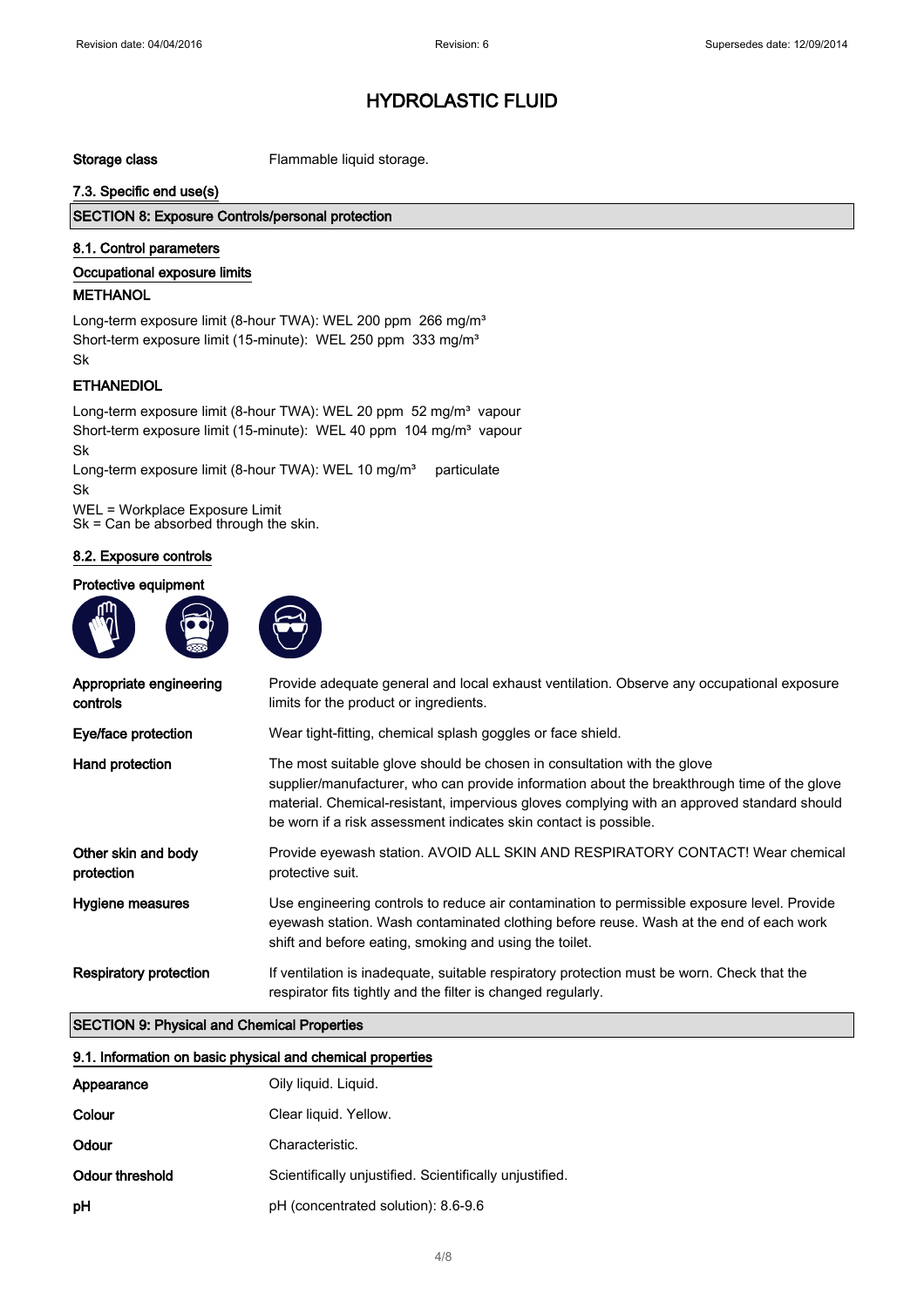# HYDROLASTIC FLUID

| | |
|---|---|
| **Storage class** | Flammable liquid storage. |

### 7.3. Specific end use(s)

## SECTION 8: Exposure Controls/personal protection

### 8.1. Control parameters

#### Occupational exposure limits

**METHANOL**

Long-term exposure limit (8-hour TWA): WEL 200 ppm 266 mg/m³
Short-term exposure limit (15-minute): WEL 250 ppm 333 mg/m³
Sk

**ETHANEDIOL**

Long-term exposure limit (8-hour TWA): WEL 20 ppm 52 mg/m³ vapour
Short-term exposure limit (15-minute): WEL 40 ppm 104 mg/m³ vapour
Sk
Long-term exposure limit (8-hour TWA): WEL 10 mg/m³ particulate
Sk

WEL = Workplace Exposure Limit
Sk = Can be absorbed through the skin.

### 8.2. Exposure controls

#### Protective equipment

| | |
|---|---|
| **Appropriate engineering controls** | Provide adequate general and local exhaust ventilation. Observe any occupational exposure limits for the product or ingredients. |
| **Eye/face protection** | Wear tight-fitting, chemical splash goggles or face shield. |
| **Hand protection** | The most suitable glove should be chosen in consultation with the glove supplier/manufacturer, who can provide information about the breakthrough time of the glove material. Chemical-resistant, impervious gloves complying with an approved standard should be worn if a risk assessment indicates skin contact is possible. |
| **Other skin and body protection** | Provide eyewash station. AVOID ALL SKIN AND RESPIRATORY CONTACT! Wear chemical protective suit. |
| **Hygiene measures** | Use engineering controls to reduce air contamination to permissible exposure level. Provide eyewash station. Wash contaminated clothing before reuse. Wash at the end of each work shift and before eating, smoking and using the toilet. |
| **Respiratory protection** | If ventilation is inadequate, suitable respiratory protection must be worn. Check that the respirator fits tightly and the filter is changed regularly. |

## SECTION 9: Physical and Chemical Properties

### 9.1. Information on basic physical and chemical properties

| | |
|---|---|
| **Appearance** | Oily liquid. Liquid. |
| **Colour** | Clear liquid. Yellow. |
| **Odour** | Characteristic. |
| **Odour threshold** | Scientifically unjustified. Scientifically unjustified. |
| **pH** | pH (concentrated solution): 8.6-9.6 |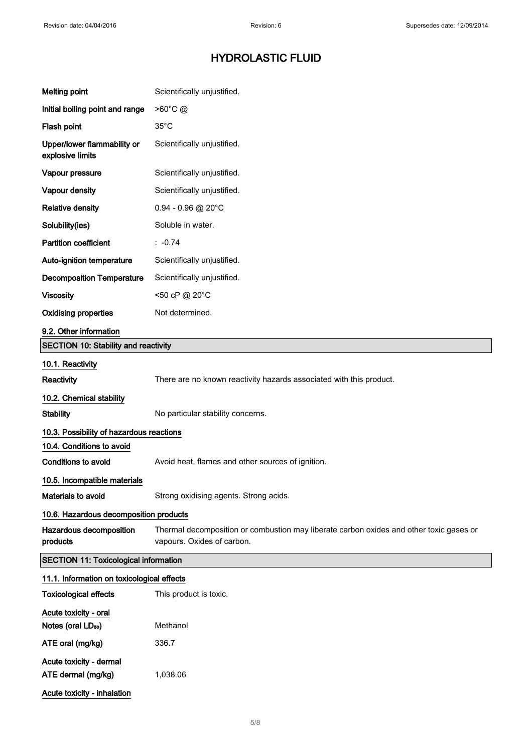# HYDROLASTIC FLUID

| | |
|---|---|
| **Melting point** | Scientifically unjustified. |
| **Initial boiling point and range** | >60°C @ |
| **Flash point** | 35°C |
| **Upper/lower flammability or explosive limits** | Scientifically unjustified. |
| **Vapour pressure** | Scientifically unjustified. |
| **Vapour density** | Scientifically unjustified. |
| **Relative density** | 0.94 - 0.96 @ 20°C |
| **Solubility(ies)** | Soluble in water. |
| **Partition coefficient** | : -0.74 |
| **Auto-ignition temperature** | Scientifically unjustified. |
| **Decomposition Temperature** | Scientifically unjustified. |
| **Viscosity** | <50 cP @ 20°C |
| **Oxidising properties** | Not determined. |

### 9.2. Other information

## SECTION 10: Stability and reactivity

### 10.1. Reactivity

**Reactivity** There are no known reactivity hazards associated with this product.

### 10.2. Chemical stability

**Stability** No particular stability concerns.

### 10.3. Possibility of hazardous reactions

### 10.4. Conditions to avoid

**Conditions to avoid** Avoid heat, flames and other sources of ignition.

### 10.5. Incompatible materials

**Materials to avoid** Strong oxidising agents. Strong acids.

### 10.6. Hazardous decomposition products

**Hazardous decomposition products** Thermal decomposition or combustion may liberate carbon oxides and other toxic gases or vapours. Oxides of carbon.

## SECTION 11: Toxicological information

### 11.1. Information on toxicological effects

**Toxicological effects** This product is toxic.

**Acute toxicity - oral**

**Notes (oral $LD_{50}$)** Methanol

**ATE oral (mg/kg)** 336.7

**Acute toxicity - dermal**

**ATE dermal (mg/kg)** 1,038.06

**Acute toxicity - inhalation**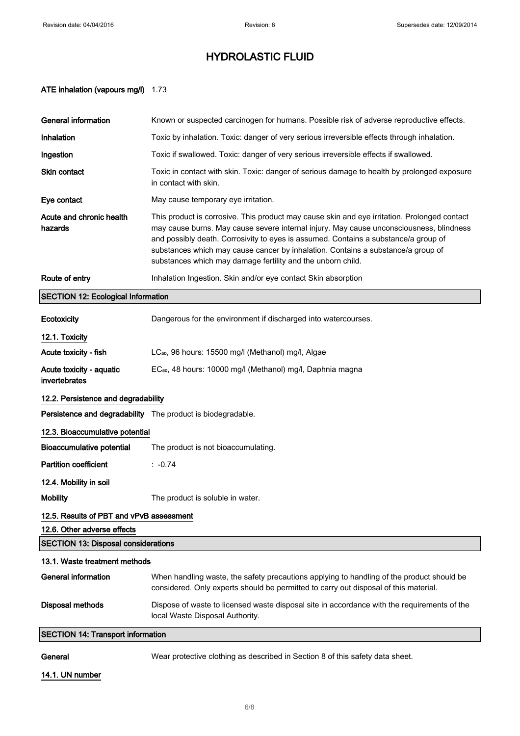# HYDROLASTIC FLUID

**ATE inhalation (vapours mg/l)** 1.73

**General information** Known or suspected carcinogen for humans. Possible risk of adverse reproductive effects.

**Inhalation** Toxic by inhalation. Toxic: danger of very serious irreversible effects through inhalation.

**Ingestion** Toxic if swallowed. Toxic: danger of very serious irreversible effects if swallowed.

**Skin contact** Toxic in contact with skin. Toxic: danger of serious damage to health by prolonged exposure in contact with skin.

**Eye contact** May cause temporary eye irritation.

**Acute and chronic health hazards** This product is corrosive. This product may cause skin and eye irritation. Prolonged contact may cause burns. May cause severe internal injury. May cause unconsciousness, blindness and possibly death. Corrosivity to eyes is assumed. Contains a substance/a group of substances which may cause cancer by inhalation. Contains a substance/a group of substances which may damage fertility and the unborn child.

**Route of entry** Inhalation Ingestion. Skin and/or eye contact Skin absorption

## SECTION 12: Ecological Information

**Ecotoxicity** Dangerous for the environment if discharged into watercourses.

### 12.1. Toxicity

**Acute toxicity - fish** $LC_{50}$, 96 hours: 15500 mg/l (Methanol) mg/l, Algae

**Acute toxicity - aquatic invertebrates** $EC_{50}$, 48 hours: 10000 mg/l (Methanol) mg/l, Daphnia magna

### 12.2. Persistence and degradability

**Persistence and degradability** The product is biodegradable.

### 12.3. Bioaccumulative potential

**Bioaccumulative potential** The product is not bioaccumulating.

**Partition coefficient** : -0.74

### 12.4. Mobility in soil

**Mobility** The product is soluble in water.

### 12.5. Results of PBT and vPvB assessment

### 12.6. Other adverse effects

## SECTION 13: Disposal considerations

### 13.1. Waste treatment methods

**General information** When handling waste, the safety precautions applying to handling of the product should be considered. Only experts should be permitted to carry out disposal of this material.

**Disposal methods** Dispose of waste to licensed waste disposal site in accordance with the requirements of the local Waste Disposal Authority.

## SECTION 14: Transport information

**General** Wear protective clothing as described in Section 8 of this safety data sheet.

### 14.1. UN number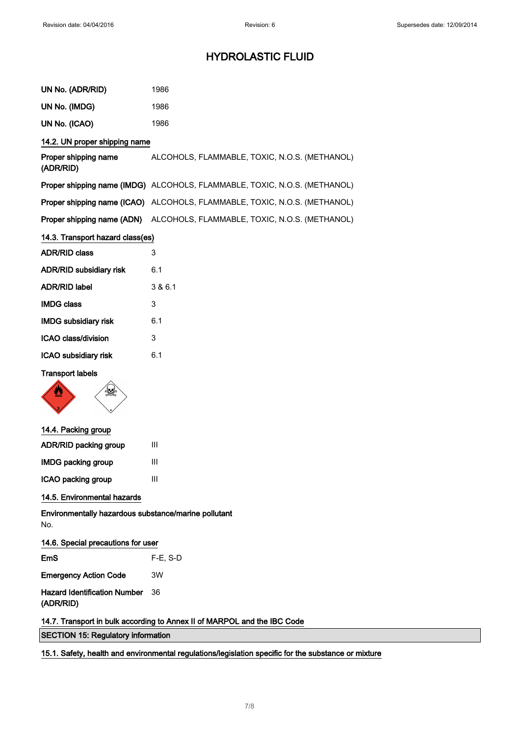| | |
|---|---|
| **UN No. (ADR/RID)** | 1986 |
| **UN No. (IMDG)** | 1986 |
| **UN No. (ICAO)** | 1986 |

## 14.2. UN proper shipping name

| | |
|---|---|
| **Proper shipping name (ADR/RID)** | ALCOHOLS, FLAMMABLE, TOXIC, N.O.S. (METHANOL) |
| **Proper shipping name (IMDG)** | ALCOHOLS, FLAMMABLE, TOXIC, N.O.S. (METHANOL) |
| **Proper shipping name (ICAO)** | ALCOHOLS, FLAMMABLE, TOXIC, N.O.S. (METHANOL) |
| **Proper shipping name (ADN)** | ALCOHOLS, FLAMMABLE, TOXIC, N.O.S. (METHANOL) |

## 14.3. Transport hazard class(es)

| | |
|---|---|
| **ADR/RID class** | 3 |
| **ADR/RID subsidiary risk** | 6.1 |
| **ADR/RID label** | 3 & 6.1 |
| **IMDG class** | 3 |
| **IMDG subsidiary risk** | 6.1 |
| **ICAO class/division** | 3 |
| **ICAO subsidiary risk** | 6.1 |

**Transport labels**

## 14.4. Packing group

| | |
|---|---|
| **ADR/RID packing group** | III |
| **IMDG packing group** | III |
| **ICAO packing group** | III |

## 14.5. Environmental hazards

**Environmentally hazardous substance/marine pollutant**
No.

## 14.6. Special precautions for user

| | |
|---|---|
| **EmS** | F-E, S-D |
| **Emergency Action Code** | 3W |
| **Hazard Identification Number (ADR/RID)** | 36 |

## 14.7. Transport in bulk according to Annex II of MARPOL and the IBC Code

# SECTION 15: Regulatory information

## 15.1. Safety, health and environmental regulations/legislation specific for the substance or mixture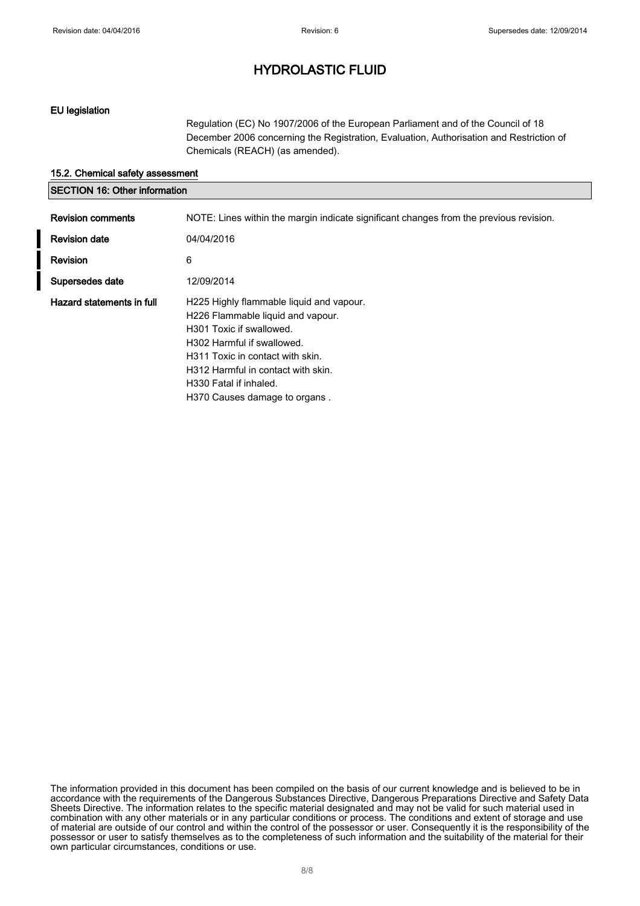# HYDROLASTIC FLUID

**EU legislation**

Regulation (EC) No 1907/2006 of the European Parliament and of the Council of 18 December 2006 concerning the Registration, Evaluation, Authorisation and Restriction of Chemicals (REACH) (as amended).

## 15.2. Chemical safety assessment

## SECTION 16: Other information

| | |
|---|---|
| **Revision comments** | NOTE: Lines within the margin indicate significant changes from the previous revision. |
| **Revision date** | 04/04/2016 |
| **Revision** | 6 |
| **Supersedes date** | 12/09/2014 |
| **Hazard statements in full** | H225 Highly flammable liquid and vapour.<br>H226 Flammable liquid and vapour.<br>H301 Toxic if swallowed.<br>H302 Harmful if swallowed.<br>H311 Toxic in contact with skin.<br>H312 Harmful in contact with skin.<br>H330 Fatal if inhaled.<br>H370 Causes damage to organs . |

The information provided in this document has been compiled on the basis of our current knowledge and is believed to be in accordance with the requirements of the Dangerous Substances Directive, Dangerous Preparations Directive and Safety Data Sheets Directive. The information relates to the specific material designated and may not be valid for such material used in combination with any other materials or in any particular conditions or process. The conditions and extent of storage and use of material are outside of our control and within the control of the possessor or user. Consequently it is the responsibility of the possessor or user to satisfy themselves as to the completeness of such information and the suitability of the material for their own particular circumstances, conditions or use.